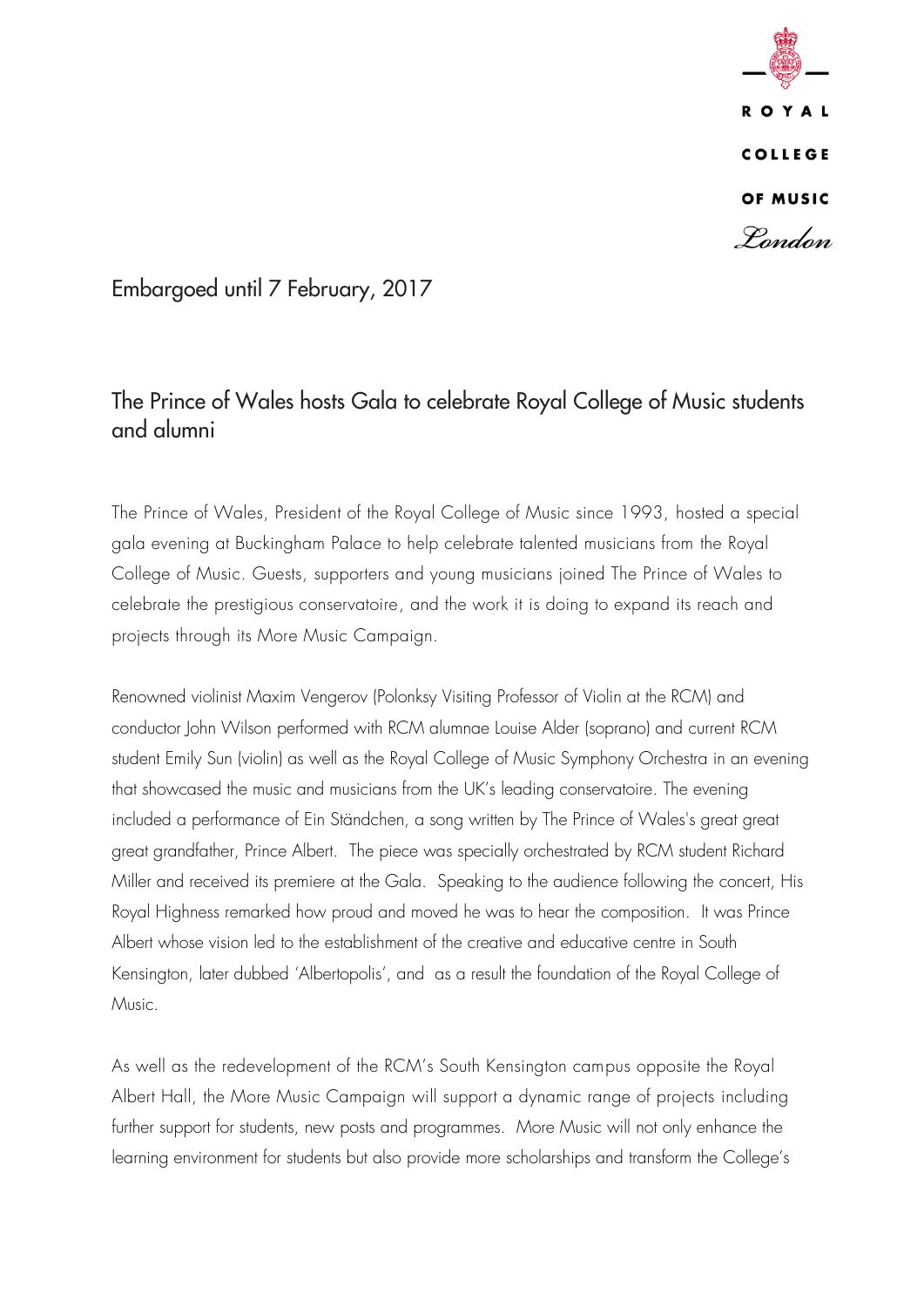ROYAL COLLEGE OF MUSIC London

Embargoed until 7 February, 2017

# The Prince of Wales hosts Gala to celebrate Royal College of Music students and alumni

The Prince of Wales, President of the Royal College of Music since 1993, hosted a special gala evening at Buckingham Palace to help celebrate talented musicians from the Royal College of Music. Guests, supporters and young musicians joined The Prince of Wales to celebrate the prestigious conservatoire, and the work it is doing to expand its reach and projects through its More Music Campaign.

Renowned violinist Maxim Vengerov (Polonksy Visiting Professor of Violin at the RCM) and conductor John Wilson performed with RCM alumnae Louise Alder (soprano) and current RCM student Emily Sun (violin) as well as the Royal College of Music Symphony Orchestra in an evening that showcased the music and musicians from the UK's leading conservatoire. The evening included a performance of Ein Ständchen, a song written by The Prince of Wales's great great great grandfather, Prince Albert. The piece was specially orchestrated by RCM student Richard Miller and received its premiere at the Gala. Speaking to the audience following the concert, His Royal Highness remarked how proud and moved he was to hear the composition. It was Prince Albert whose vision led to the establishment of the creative and educative centre in South Kensington, later dubbed 'Albertopolis', and as a result the foundation of the Royal College of Music.

As well as the redevelopment of the RCM's South Kensington campus opposite the Royal Albert Hall, the More Music Campaign will support a dynamic range of projects including further support for students, new posts and programmes. More Music will not only enhance the learning environment for students but also provide more scholarships and transform the College's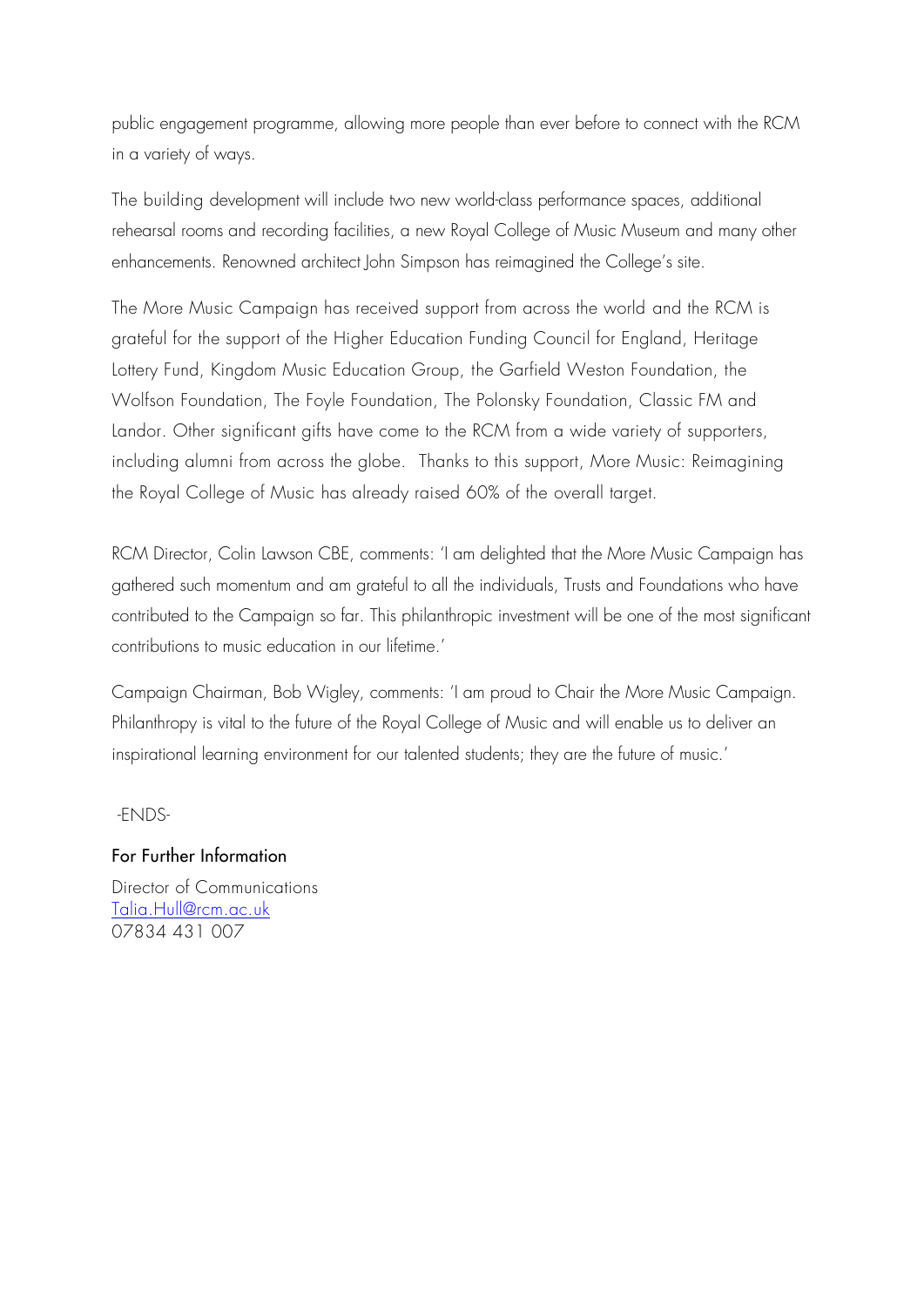public engagement programme, allowing more people than ever before to connect with the RCM in a variety of ways.

The building development will include two new world-class performance spaces, additional rehearsal rooms and recording facilities, a new Royal College of Music Museum and many other enhancements. Renowned architect John Simpson has reimagined the College's site.

The More Music Campaign has received support from across the world and the RCM is grateful for the support of the Higher Education Funding Council for England, Heritage Lottery Fund, Kingdom Music Education Group, the Garfield Weston Foundation, the Wolfson Foundation, The Foyle Foundation, The Polonsky Foundation, Classic FM and Landor. Other significant gifts have come to the RCM from a wide variety of supporters, including alumni from across the globe. Thanks to this support, More Music: Reimagining the Royal College of Music has already raised 60% of the overall target.

RCM Director, Colin Lawson CBE, comments: 'I am delighted that the More Music Campaign has gathered such momentum and am grateful to all the individuals, Trusts and Foundations who have contributed to the Campaign so far. This philanthropic investment will be one of the most significant contributions to music education in our lifetime.'

Campaign Chairman, Bob Wigley, comments: 'I am proud to Chair the More Music Campaign. Philanthropy is vital to the future of the Royal College of Music and will enable us to deliver an inspirational learning environment for our talented students; they are the future of music.'

-ENDS-

## For Further Information

Director of Communications
Talia.Hull@rcm.ac.uk
07834 431 007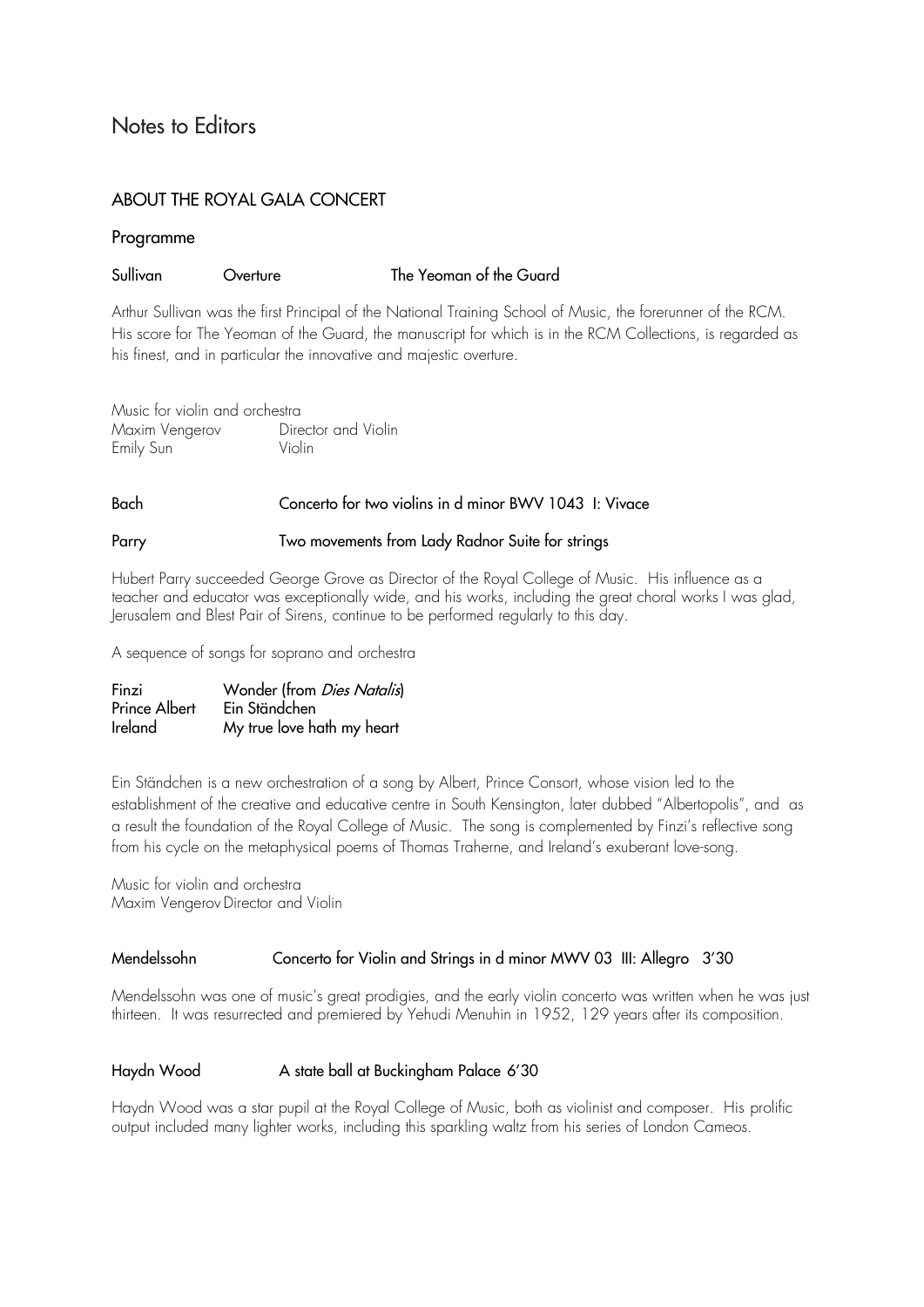# Notes to Editors

## ABOUT THE ROYAL GALA CONCERT

### Programme

**Sullivan** **Overture** **The Yeoman of the Guard**

Arthur Sullivan was the first Principal of the National Training School of Music, the forerunner of the RCM. His score for The Yeoman of the Guard, the manuscript for which is in the RCM Collections, is regarded as his finest, and in particular the innovative and majestic overture.

Music for violin and orchestra
Maxim Vengerov Director and Violin
Emily Sun Violin

**Bach** **Concerto for two violins in d minor BWV 1043 I: Vivace**

**Parry** **Two movements from Lady Radnor Suite for strings**

Hubert Parry succeeded George Grove as Director of the Royal College of Music. His influence as a teacher and educator was exceptionally wide, and his works, including the great choral works I was glad, Jerusalem and Blest Pair of Sirens, continue to be performed regularly to this day.

A sequence of songs for soprano and orchestra

**Finzi** **Wonder (from *Dies Natalis*)**
**Prince Albert** **Ein Ständchen**
**Ireland** **My true love hath my heart**

Ein Ständchen is a new orchestration of a song by Albert, Prince Consort, whose vision led to the establishment of the creative and educative centre in South Kensington, later dubbed "Albertopolis", and as a result the foundation of the Royal College of Music. The song is complemented by Finzi's reflective song from his cycle on the metaphysical poems of Thomas Traherne, and Ireland's exuberant love-song.

Music for violin and orchestra
Maxim Vengerov Director and Violin

**Mendelssohn** **Concerto for Violin and Strings in d minor MWV 03 III: Allegro 3'30**

Mendelssohn was one of music's great prodigies, and the early violin concerto was written when he was just thirteen. It was resurrected and premiered by Yehudi Menuhin in 1952, 129 years after its composition.

**Haydn Wood** **A state ball at Buckingham Palace 6'30**

Haydn Wood was a star pupil at the Royal College of Music, both as violinist and composer. His prolific output included many lighter works, including this sparkling waltz from his series of London Cameos.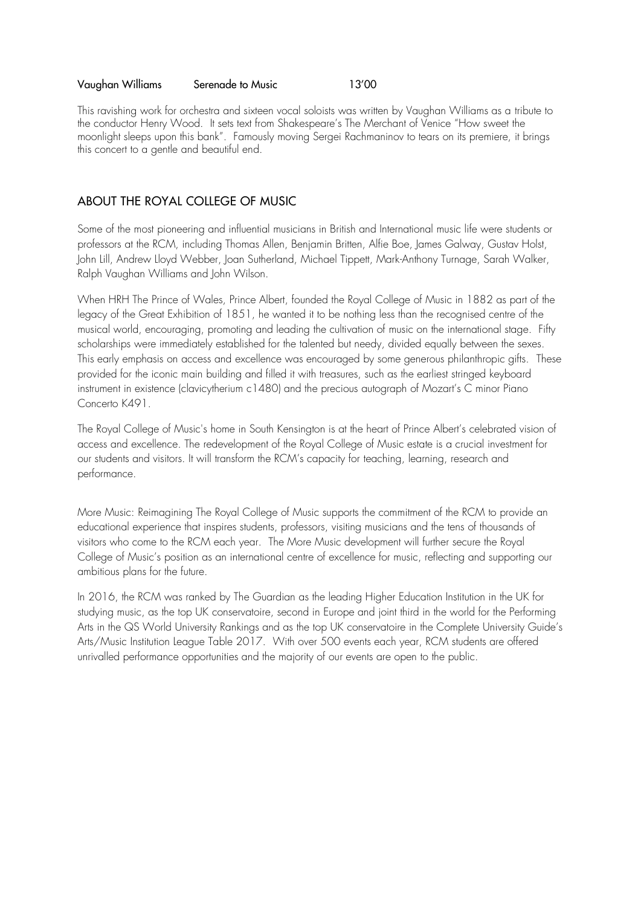Vaughan Williams    Serenade to Music    13'00

This ravishing work for orchestra and sixteen vocal soloists was written by Vaughan Williams as a tribute to the conductor Henry Wood. It sets text from Shakespeare's The Merchant of Venice "How sweet the moonlight sleeps upon this bank". Famously moving Sergei Rachmaninov to tears on its premiere, it brings this concert to a gentle and beautiful end.

## ABOUT THE ROYAL COLLEGE OF MUSIC

Some of the most pioneering and influential musicians in British and International music life were students or professors at the RCM, including Thomas Allen, Benjamin Britten, Alfie Boe, James Galway, Gustav Holst, John Lill, Andrew Lloyd Webber, Joan Sutherland, Michael Tippett, Mark-Anthony Turnage, Sarah Walker, Ralph Vaughan Williams and John Wilson.

When HRH The Prince of Wales, Prince Albert, founded the Royal College of Music in 1882 as part of the legacy of the Great Exhibition of 1851, he wanted it to be nothing less than the recognised centre of the musical world, encouraging, promoting and leading the cultivation of music on the international stage. Fifty scholarships were immediately established for the talented but needy, divided equally between the sexes. This early emphasis on access and excellence was encouraged by some generous philanthropic gifts. These provided for the iconic main building and filled it with treasures, such as the earliest stringed keyboard instrument in existence (clavicytherium c1480) and the precious autograph of Mozart's C minor Piano Concerto K491.

The Royal College of Music's home in South Kensington is at the heart of Prince Albert's celebrated vision of access and excellence. The redevelopment of the Royal College of Music estate is a crucial investment for our students and visitors. It will transform the RCM's capacity for teaching, learning, research and performance.

More Music: Reimagining The Royal College of Music supports the commitment of the RCM to provide an educational experience that inspires students, professors, visiting musicians and the tens of thousands of visitors who come to the RCM each year. The More Music development will further secure the Royal College of Music's position as an international centre of excellence for music, reflecting and supporting our ambitious plans for the future.

In 2016, the RCM was ranked by The Guardian as the leading Higher Education Institution in the UK for studying music, as the top UK conservatoire, second in Europe and joint third in the world for the Performing Arts in the QS World University Rankings and as the top UK conservatoire in the Complete University Guide's Arts/Music Institution League Table 2017. With over 500 events each year, RCM students are offered unrivalled performance opportunities and the majority of our events are open to the public.